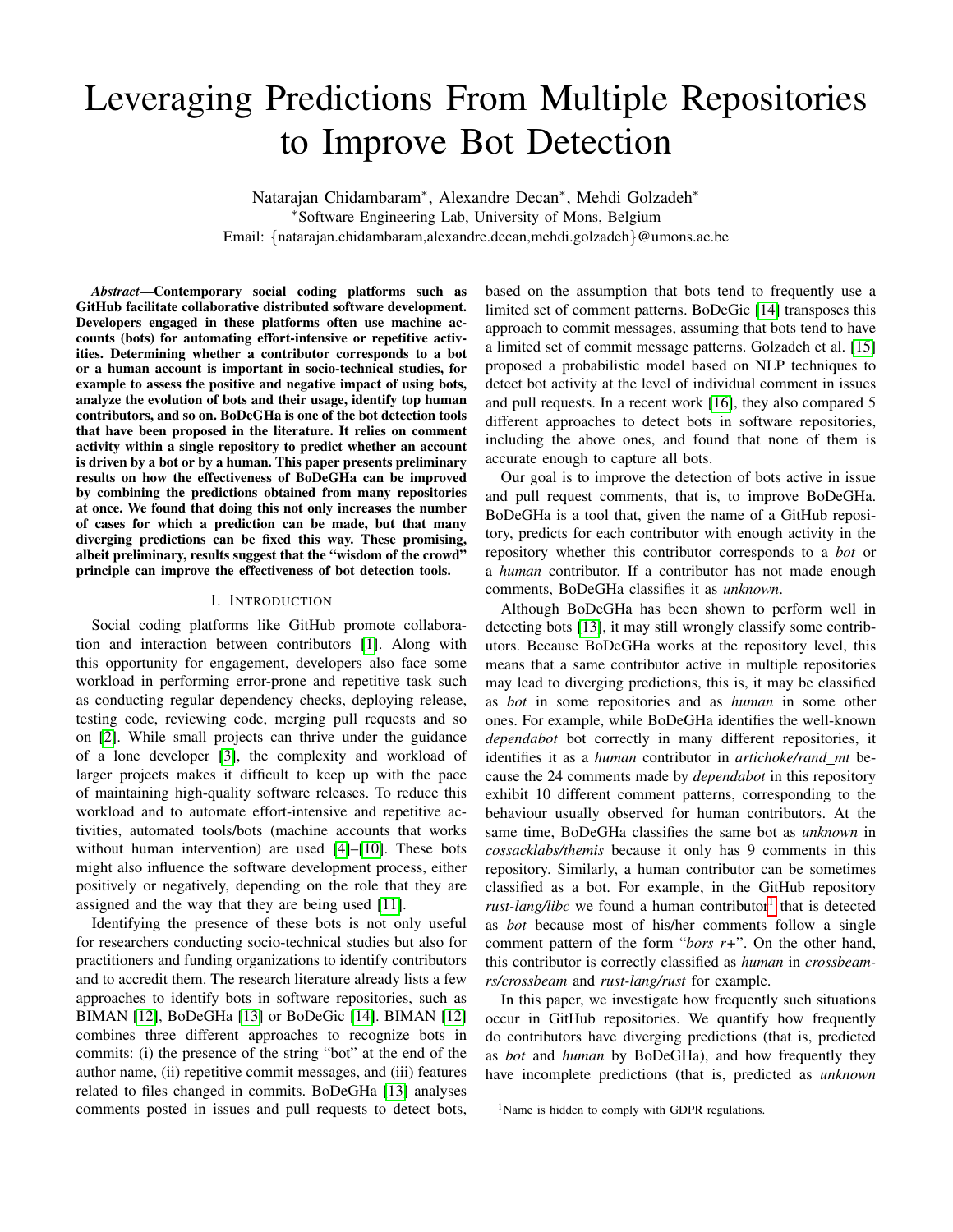# Leveraging Predictions From Multiple Repositories to Improve Bot Detection

Natarajan Chidambaram[*], Alexandre Decan[*], Mehdi Golzadeh[*]

[*]Software Engineering Lab, University of Mons, Belgium

Email: {natarajan.chidambaram,alexandre.decan,mehdi.golzadeh}@umons.ac.be

***Abstract*—Contemporary social coding platforms such as GitHub facilitate collaborative distributed software development. Developers engaged in these platforms often use machine accounts (bots) for automating effort-intensive or repetitive activities. Determining whether a contributor corresponds to a bot or a human account is important in socio-technical studies, for example to assess the positive and negative impact of using bots, analyze the evolution of bots and their usage, identify top human contributors, and so on. BoDeGHa is one of the bot detection tools that have been proposed in the literature. It relies on comment activity within a single repository to predict whether an account is driven by a bot or by a human. This paper presents preliminary results on how the effectiveness of BoDeGHa can be improved by combining the predictions obtained from many repositories at once. We found that doing this not only increases the number of cases for which a prediction can be made, but that many diverging predictions can be fixed this way. These promising, albeit preliminary, results suggest that the "wisdom of the crowd" principle can improve the effectiveness of bot detection tools.**

## I. Introduction

Social coding platforms like GitHub promote collaboration and interaction between contributors [1]. Along with this opportunity for engagement, developers also face some workload in performing error-prone and repetitive task such as conducting regular dependency checks, deploying release, testing code, reviewing code, merging pull requests and so on [2]. While small projects can thrive under the guidance of a lone developer [3], the complexity and workload of larger projects makes it difficult to keep up with the pace of maintaining high-quality software releases. To reduce this workload and to automate effort-intensive and repetitive activities, automated tools/bots (machine accounts that works without human intervention) are used [4]–[10]. These bots might also influence the software development process, either positively or negatively, depending on the role that they are assigned and the way that they are being used [11].

Identifying the presence of these bots is not only useful for researchers conducting socio-technical studies but also for practitioners and funding organizations to identify contributors and to accredit them. The research literature already lists a few approaches to identify bots in software repositories, such as BIMAN [12], BoDeGHa [13] or BoDeGic [14]. BIMAN [12] combines three different approaches to recognize bots in commits: (i) the presence of the string "bot" at the end of the author name, (ii) repetitive commit messages, and (iii) features related to files changed in commits. BoDeGHa [13] analyses comments posted in issues and pull requests to detect bots, based on the assumption that bots tend to frequently use a limited set of comment patterns. BoDeGic [14] transposes this approach to commit messages, assuming that bots tend to have a limited set of commit message patterns. Golzadeh et al. [15] proposed a probabilistic model based on NLP techniques to detect bot activity at the level of individual comment in issues and pull requests. In a recent work [16], they also compared 5 different approaches to detect bots in software repositories, including the above ones, and found that none of them is accurate enough to capture all bots.

Our goal is to improve the detection of bots active in issue and pull request comments, that is, to improve BoDeGHa. BoDeGHa is a tool that, given the name of a GitHub repository, predicts for each contributor with enough activity in the repository whether this contributor corresponds to a *bot* or a *human* contributor. If a contributor has not made enough comments, BoDeGHa classifies it as *unknown*.

Although BoDeGHa has been shown to perform well in detecting bots [13], it may still wrongly classify some contributors. Because BoDeGHa works at the repository level, this means that a same contributor active in multiple repositories may lead to diverging predictions, this is, it may be classified as *bot* in some repositories and as *human* in some other ones. For example, while BoDeGHa identifies the well-known *dependabot* bot correctly in many different repositories, it identifies it as a *human* contributor in *artichoke/rand_mt* because the 24 comments made by *dependabot* in this repository exhibit 10 different comment patterns, corresponding to the behaviour usually observed for human contributors. At the same time, BoDeGHa classifies the same bot as *unknown* in *cossacklabs/themis* because it only has 9 comments in this repository. Similarly, a human contributor can be sometimes classified as a bot. For example, in the GitHub repository *rust-lang/libc* we found a human contributor[1] that is detected as *bot* because most of his/her comments follow a single comment pattern of the form "*bors r+*". On the other hand, this contributor is correctly classified as *human* in *crossbeam-rs/crossbeam* and *rust-lang/rust* for example.

In this paper, we investigate how frequently such situations occur in GitHub repositories. We quantify how frequently do contributors have diverging predictions (that is, predicted as *bot* and *human* by BoDeGHa), and how frequently they have incomplete predictions (that is, predicted as *unknown*

[1]Name is hidden to comply with GDPR regulations.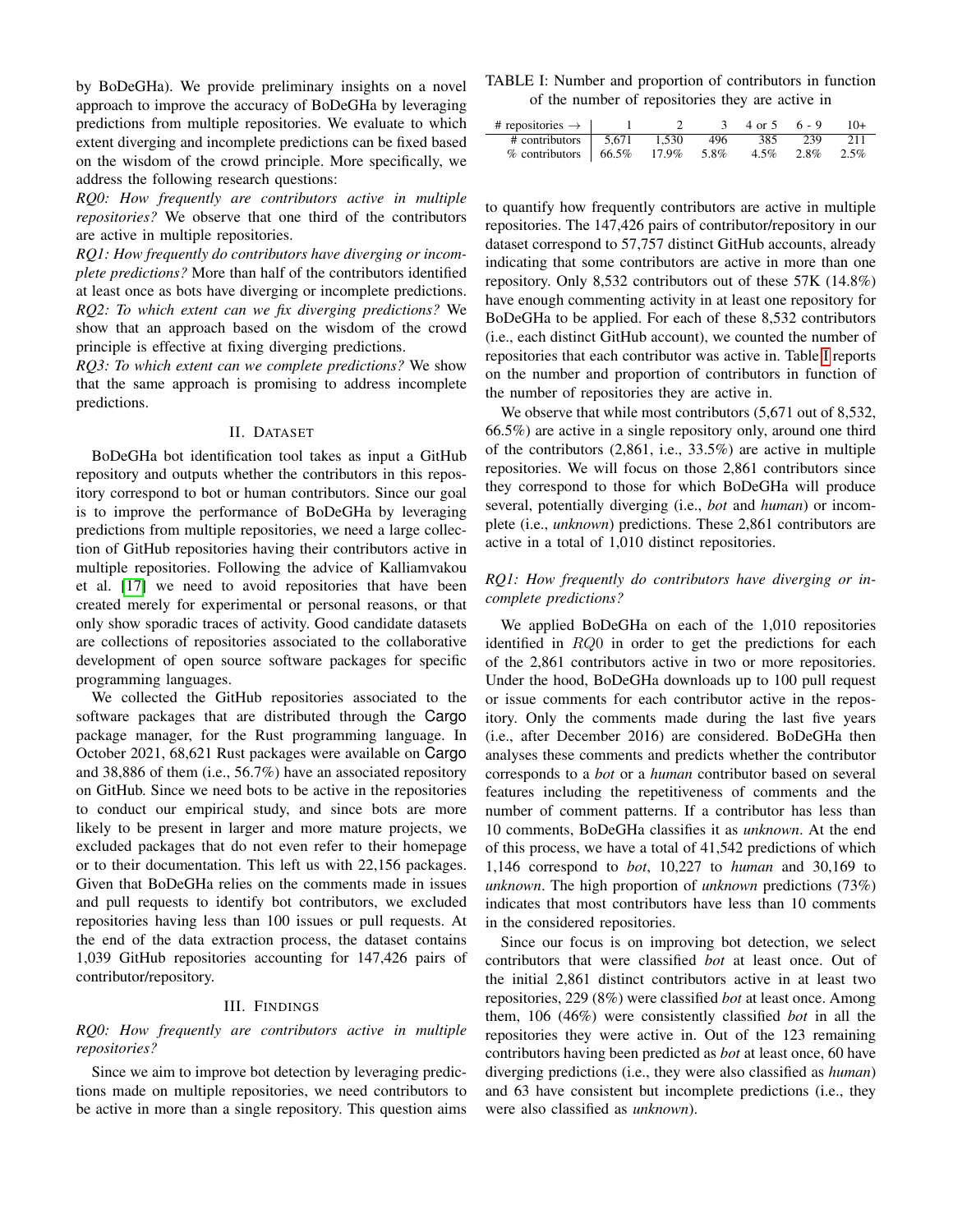by BoDeGHa). We provide preliminary insights on a novel approach to improve the accuracy of BoDeGHa by leveraging predictions from multiple repositories. We evaluate to which extent diverging and incomplete predictions can be fixed based on the wisdom of the crowd principle. More specifically, we address the following research questions:

*RQ0: How frequently are contributors active in multiple repositories?* We observe that one third of the contributors are active in multiple repositories.

*RQ1: How frequently do contributors have diverging or incomplete predictions?* More than half of the contributors identified at least once as bots have diverging or incomplete predictions.

*RQ2: To which extent can we fix diverging predictions?* We show that an approach based on the wisdom of the crowd principle is effective at fixing diverging predictions.

*RQ3: To which extent can we complete predictions?* We show that the same approach is promising to address incomplete predictions.

## II. Dataset

BoDeGHa bot identification tool takes as input a GitHub repository and outputs whether the contributors in this repository correspond to bot or human contributors. Since our goal is to improve the performance of BoDeGHa by leveraging predictions from multiple repositories, we need a large collection of GitHub repositories having their contributors active in multiple repositories. Following the advice of Kalliamvakou et al. [17] we need to avoid repositories that have been created merely for experimental or personal reasons, or that only show sporadic traces of activity. Good candidate datasets are collections of repositories associated to the collaborative development of open source software packages for specific programming languages.

We collected the GitHub repositories associated to the software packages that are distributed through the Cargo package manager, for the Rust programming language. In October 2021, 68,621 Rust packages were available on Cargo and 38,886 of them (i.e., 56.7%) have an associated repository on GitHub. Since we need bots to be active in the repositories to conduct our empirical study, and since bots are more likely to be present in larger and more mature projects, we excluded packages that do not even refer to their homepage or to their documentation. This left us with 22,156 packages. Given that BoDeGHa relies on the comments made in issues and pull requests to identify bot contributors, we excluded repositories having less than 100 issues or pull requests. At the end of the data extraction process, the dataset contains 1,039 GitHub repositories accounting for 147,426 pairs of contributor/repository.

## III. Findings

### *RQ0: How frequently are contributors active in multiple repositories?*

Since we aim to improve bot detection by leveraging predictions made on multiple repositories, we need contributors to be active in more than a single repository. This question aims to quantify how frequently contributors are active in multiple repositories. The 147,426 pairs of contributor/repository in our dataset correspond to 57,757 distinct GitHub accounts, already indicating that some contributors are active in more than one repository. Only 8,532 contributors out of these 57K (14.8%) have enough commenting activity in at least one repository for BoDeGHa to be applied. For each of these 8,532 contributors (i.e., each distinct GitHub account), we counted the number of repositories that each contributor was active in. Table I reports on the number and proportion of contributors in function of the number of repositories they are active in.

TABLE I: Number and proportion of contributors in function of the number of repositories they are active in

| # repositories → | 1 | 2 | 3 | 4 or 5 | 6 - 9 | 10+ |
|---|---|---|---|---|---|---|
| # contributors | 5,671 | 1,530 | 496 | 385 | 239 | 211 |
| % contributors | 66.5% | 17.9% | 5.8% | 4.5% | 2.8% | 2.5% |

We observe that while most contributors (5,671 out of 8,532, 66.5%) are active in a single repository only, around one third of the contributors (2,861, i.e., 33.5%) are active in multiple repositories. We will focus on those 2,861 contributors since they correspond to those for which BoDeGHa will produce several, potentially diverging (i.e., *bot* and *human*) or incomplete (i.e., *unknown*) predictions. These 2,861 contributors are active in a total of 1,010 distinct repositories.

### *RQ1: How frequently do contributors have diverging or incomplete predictions?*

We applied BoDeGHa on each of the 1,010 repositories identified in $RQ0$ in order to get the predictions for each of the 2,861 contributors active in two or more repositories. Under the hood, BoDeGHa downloads up to 100 pull request or issue comments for each contributor active in the repository. Only the comments made during the last five years (i.e., after December 2016) are considered. BoDeGHa then analyses these comments and predicts whether the contributor corresponds to a *bot* or a *human* contributor based on several features including the repetitiveness of comments and the number of comment patterns. If a contributor has less than 10 comments, BoDeGHa classifies it as *unknown*. At the end of this process, we have a total of 41,542 predictions of which 1,146 correspond to *bot*, 10,227 to *human* and 30,169 to *unknown*. The high proportion of *unknown* predictions (73%) indicates that most contributors have less than 10 comments in the considered repositories.

Since our focus is on improving bot detection, we select contributors that were classified *bot* at least once. Out of the initial 2,861 distinct contributors active in at least two repositories, 229 (8%) were classified *bot* at least once. Among them, 106 (46%) were consistently classified *bot* in all the repositories they were active in. Out of the 123 remaining contributors having been predicted as *bot* at least once, 60 have diverging predictions (i.e., they were also classified as *human*) and 63 have consistent but incomplete predictions (i.e., they were also classified as *unknown*).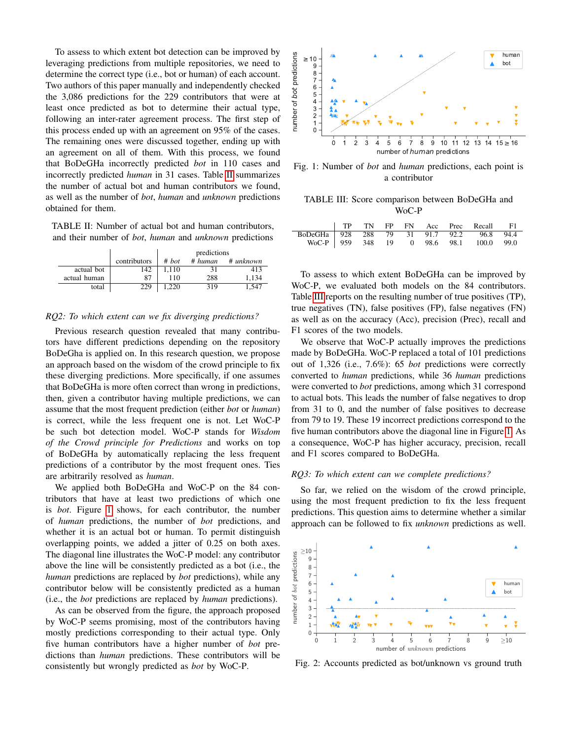To assess to which extent bot detection can be improved by leveraging predictions from multiple repositories, we need to determine the correct type (i.e., bot or human) of each account. Two authors of this paper manually and independently checked the 3,086 predictions for the 229 contributors that were at least once predicted as bot to determine their actual type, following an inter-rater agreement process. The first step of this process ended up with an agreement on 95% of the cases. The remaining ones were discussed together, ending up with an agreement on all of them. With this process, we found that BoDeGHa incorrectly predicted *bot* in 110 cases and incorrectly predicted *human* in 31 cases. Table II summarizes the number of actual bot and human contributors we found, as well as the number of *bot*, *human* and *unknown* predictions obtained for them.

TABLE II: Number of actual bot and human contributors, and their number of *bot*, *human* and *unknown* predictions

| | contributors | predictions # *bot* | # *human* | # *unknown* |
|---|---|---|---|---|
| actual bot | 142 | 1,110 | 31 | 413 |
| actual human | 87 | 110 | 288 | 1,134 |
| total | 229 | 1,220 | 319 | 1,547 |

*RQ2: To which extent can we fix diverging predictions?*

Previous research question revealed that many contributors have different predictions depending on the repository BoDeGha is applied on. In this research question, we propose an approach based on the wisdom of the crowd principle to fix these diverging predictions. More specifically, if one assumes that BoDeGHa is more often correct than wrong in predictions, then, given a contributor having multiple predictions, we can assume that the most frequent prediction (either *bot* or *human*) is correct, while the less frequent one is not. Let WoC-P be such bot detection model. WoC-P stands for *Wisdom of the Crowd principle for Predictions* and works on top of BoDeGHa by automatically replacing the less frequent predictions of a contributor by the most frequent ones. Ties are arbitrarily resolved as *human*.

We applied both BoDeGHa and WoC-P on the 84 contributors that have at least two predictions of which one is *bot*. Figure 1 shows, for each contributor, the number of *human* predictions, the number of *bot* predictions, and whether it is an actual bot or human. To permit distinguish overlapping points, we added a jitter of 0.25 on both axes. The diagonal line illustrates the WoC-P model: any contributor above the line will be consistently predicted as a bot (i.e., the *human* predictions are replaced by *bot* predictions), while any contributor below will be consistently predicted as a human (i.e., the *bot* predictions are replaced by *human* predictions).

As can be observed from the figure, the approach proposed by WoC-P seems promising, most of the contributors having mostly predictions corresponding to their actual type. Only five human contributors have a higher number of *bot* predictions than *human* predictions. These contributors will be consistently but wrongly predicted as *bot* by WoC-P.

Fig. 1: Number of *bot* and *human* predictions, each point is a contributor

TABLE III: Score comparison between BoDeGHa and WoC-P

| | TP | TN | FP | FN | Acc | Prec | Recall | F1 |
|---|---|---|---|---|---|---|---|---|
| BoDeGHa | 928 | 288 | 79 | 31 | 91.7 | 92.2 | 96.8 | 94.4 |
| WoC-P | 959 | 348 | 19 | 0 | 98.6 | 98.1 | 100.0 | 99.0 |

To assess to which extent BoDeGHa can be improved by WoC-P, we evaluated both models on the 84 contributors. Table III reports on the resulting number of true positives (TP), true negatives (TN), false positives (FP), false negatives (FN) as well as on the accuracy (Acc), precision (Prec), recall and F1 scores of the two models.

We observe that WoC-P actually improves the predictions made by BoDeGHa. WoC-P replaced a total of 101 predictions out of 1,326 (i.e., 7.6%): 65 *bot* predictions were correctly converted to *human* predictions, while 36 *human* predictions were converted to *bot* predictions, among which 31 correspond to actual bots. This leads the number of false negatives to drop from 31 to 0, and the number of false positives to decrease from 79 to 19. These 19 incorrect predictions correspond to the five human contributors above the diagonal line in Figure 1. As a consequence, WoC-P has higher accuracy, precision, recall and F1 scores compared to BoDeGHa.

*RQ3: To which extent can we complete predictions?*

So far, we relied on the wisdom of the crowd principle, using the most frequent prediction to fix the less frequent predictions. This question aims to determine whether a similar approach can be followed to fix *unknown* predictions as well.

Fig. 2: Accounts predicted as bot/unknown vs ground truth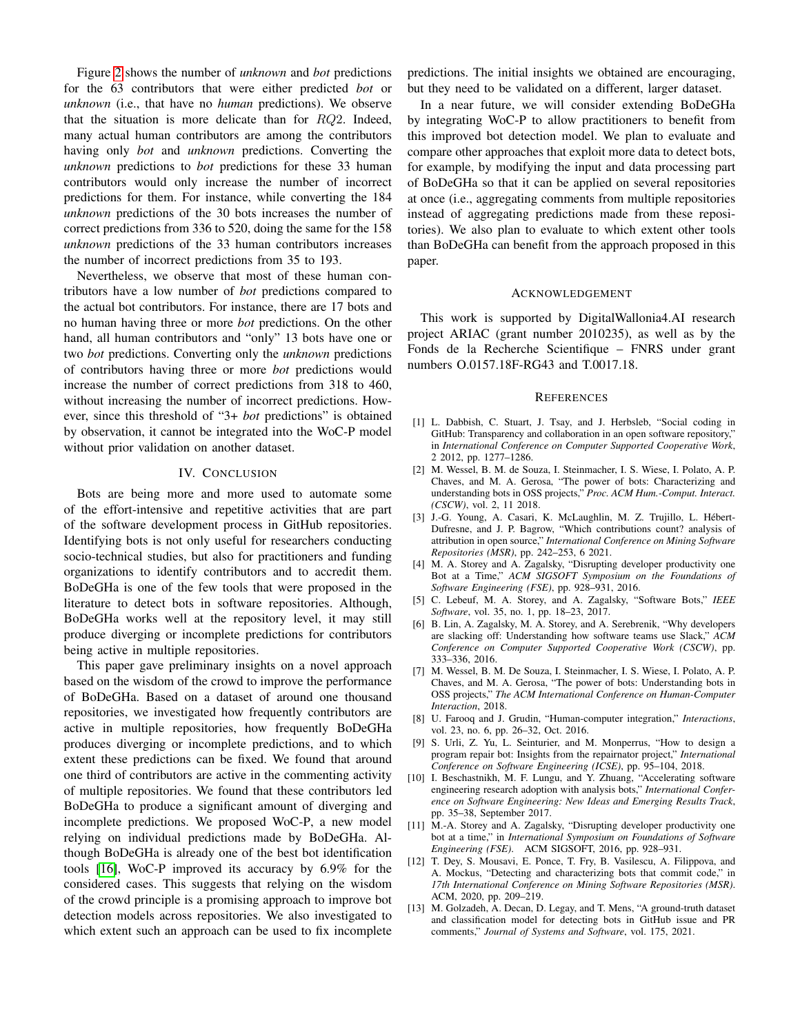Figure 2 shows the number of *unknown* and *bot* predictions for the 63 contributors that were either predicted *bot* or *unknown* (i.e., that have no *human* predictions). We observe that the situation is more delicate than for $RQ2$. Indeed, many actual human contributors are among the contributors having only *bot* and *unknown* predictions. Converting the *unknown* predictions to *bot* predictions for these 33 human contributors would only increase the number of incorrect predictions for them. For instance, while converting the 184 *unknown* predictions of the 30 bots increases the number of correct predictions from 336 to 520, doing the same for the 158 *unknown* predictions of the 33 human contributors increases the number of incorrect predictions from 35 to 193.

Nevertheless, we observe that most of these human contributors have a low number of *bot* predictions compared to the actual bot contributors. For instance, there are 17 bots and no human having three or more *bot* predictions. On the other hand, all human contributors and "only" 13 bots have one or two *bot* predictions. Converting only the *unknown* predictions of contributors having three or more *bot* predictions would increase the number of correct predictions from 318 to 460, without increasing the number of incorrect predictions. However, since this threshold of "3+ *bot* predictions" is obtained by observation, it cannot be integrated into the WoC-P model without prior validation on another dataset.

## IV. Conclusion

Bots are being more and more used to automate some of the effort-intensive and repetitive activities that are part of the software development process in GitHub repositories. Identifying bots is not only useful for researchers conducting socio-technical studies, but also for practitioners and funding organizations to identify contributors and to accredit them. BoDeGHa is one of the few tools that were proposed in the literature to detect bots in software repositories. Although, BoDeGHa works well at the repository level, it may still produce diverging or incomplete predictions for contributors being active in multiple repositories.

This paper gave preliminary insights on a novel approach based on the wisdom of the crowd to improve the performance of BoDeGHa. Based on a dataset of around one thousand repositories, we investigated how frequently contributors are active in multiple repositories, how frequently BoDeGHa produces diverging or incomplete predictions, and to which extent these predictions can be fixed. We found that around one third of contributors are active in the commenting activity of multiple repositories. We found that these contributors led BoDeGHa to produce a significant amount of diverging and incomplete predictions. We proposed WoC-P, a new model relying on individual predictions made by BoDeGHa. Although BoDeGHa is already one of the best bot identification tools [16], WoC-P improved its accuracy by 6.9% for the considered cases. This suggests that relying on the wisdom of the crowd principle is a promising approach to improve bot detection models across repositories. We also investigated to which extent such an approach can be used to fix incomplete predictions. The initial insights we obtained are encouraging, but they need to be validated on a different, larger dataset.

In a near future, we will consider extending BoDeGHa by integrating WoC-P to allow practitioners to benefit from this improved bot detection model. We plan to evaluate and compare other approaches that exploit more data to detect bots, for example, by modifying the input and data processing part of BoDeGHa so that it can be applied on several repositories at once (i.e., aggregating comments from multiple repositories instead of aggregating predictions made from these repositories). We also plan to evaluate to which extent other tools than BoDeGHa can benefit from the approach proposed in this paper.

## Acknowledgement

This work is supported by DigitalWallonia4.AI research project ARIAC (grant number 2010235), as well as by the Fonds de la Recherche Scientifique – FNRS under grant numbers O.0157.18F-RG43 and T.0017.18.

## References

[1] L. Dabbish, C. Stuart, J. Tsay, and J. Herbsleb, "Social coding in GitHub: Transparency and collaboration in an open software repository," in *International Conference on Computer Supported Cooperative Work*, 2 2012, pp. 1277–1286.

[2] M. Wessel, B. M. de Souza, I. Steinmacher, I. S. Wiese, I. Polato, A. P. Chaves, and M. A. Gerosa, "The power of bots: Characterizing and understanding bots in OSS projects," *Proc. ACM Hum.-Comput. Interact. (CSCW)*, vol. 2, 11 2018.

[3] J.-G. Young, A. Casari, K. McLaughlin, M. Z. Trujillo, L. Hébert-Dufresne, and J. P. Bagrow, "Which contributions count? analysis of attribution in open source," *International Conference on Mining Software Repositories (MSR)*, pp. 242–253, 6 2021.

[4] M. A. Storey and A. Zagalsky, "Disrupting developer productivity one Bot at a Time," *ACM SIGSOFT Symposium on the Foundations of Software Engineering (FSE)*, pp. 928–931, 2016.

[5] C. Lebeuf, M. A. Storey, and A. Zagalsky, "Software Bots," *IEEE Software*, vol. 35, no. 1, pp. 18–23, 2017.

[6] B. Lin, A. Zagalsky, M. A. Storey, and A. Serebrenik, "Why developers are slacking off: Understanding how software teams use Slack," *ACM Conference on Computer Supported Cooperative Work (CSCW)*, pp. 333–336, 2016.

[7] M. Wessel, B. M. De Souza, I. Steinmacher, I. S. Wiese, I. Polato, A. P. Chaves, and M. A. Gerosa, "The power of bots: Understanding bots in OSS projects," *The ACM International Conference on Human-Computer Interaction*, 2018.

[8] U. Farooq and J. Grudin, "Human-computer integration," *Interactions*, vol. 23, no. 6, pp. 26–32, Oct. 2016.

[9] S. Urli, Z. Yu, L. Seinturier, and M. Monperrus, "How to design a program repair bot: Insights from the repairnator project," *International Conference on Software Engineering (ICSE)*, pp. 95–104, 2018.

[10] I. Beschastnikh, M. F. Lungu, and Y. Zhuang, "Accelerating software engineering research adoption with analysis bots," *International Conference on Software Engineering: New Ideas and Emerging Results Track*, pp. 35–38, September 2017.

[11] M.-A. Storey and A. Zagalsky, "Disrupting developer productivity one bot at a time," in *International Symposium on Foundations of Software Engineering (FSE)*. ACM SIGSOFT, 2016, pp. 928–931.

[12] T. Dey, S. Mousavi, E. Ponce, T. Fry, B. Vasilescu, A. Filippova, and A. Mockus, "Detecting and characterizing bots that commit code," in *17th International Conference on Mining Software Repositories (MSR)*. ACM, 2020, pp. 209–219.

[13] M. Golzadeh, A. Decan, D. Legay, and T. Mens, "A ground-truth dataset and classification model for detecting bots in GitHub issue and PR comments," *Journal of Systems and Software*, vol. 175, 2021.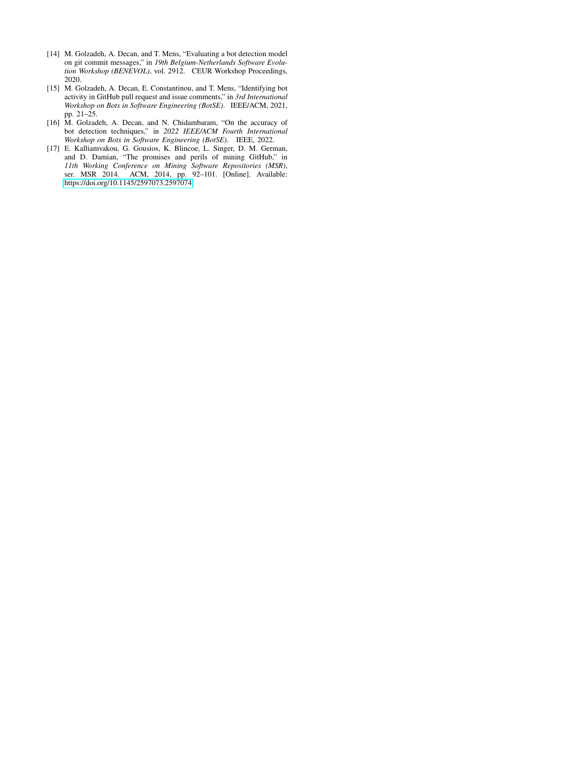[14] M. Golzadeh, A. Decan, and T. Mens, "Evaluating a bot detection model on git commit messages," in *19th Belgium-Netherlands Software Evolution Workshop (BENEVOL)*, vol. 2912. CEUR Workshop Proceedings, 2020.

[15] M. Golzadeh, A. Decan, E. Constantinou, and T. Mens, "Identifying bot activity in GitHub pull request and issue comments," in *3rd International Workshop on Bots in Software Engineering (BotSE)*. IEEE/ACM, 2021, pp. 21–25.

[16] M. Golzadeh, A. Decan, and N. Chidambaram, "On the accuracy of bot detection techniques," in *2022 IEEE/ACM Fourth International Workshop on Bots in Software Engineering (BotSE)*. IEEE, 2022.

[17] E. Kalliamvakou, G. Gousios, K. Blincoe, L. Singer, D. M. German, and D. Damian, "The promises and perils of mining GitHub," in *11th Working Conference on Mining Software Repositories (MSR)*, ser. MSR 2014. ACM, 2014, pp. 92–101. [Online]. Available: https://doi.org/10.1145/2597073.2597074